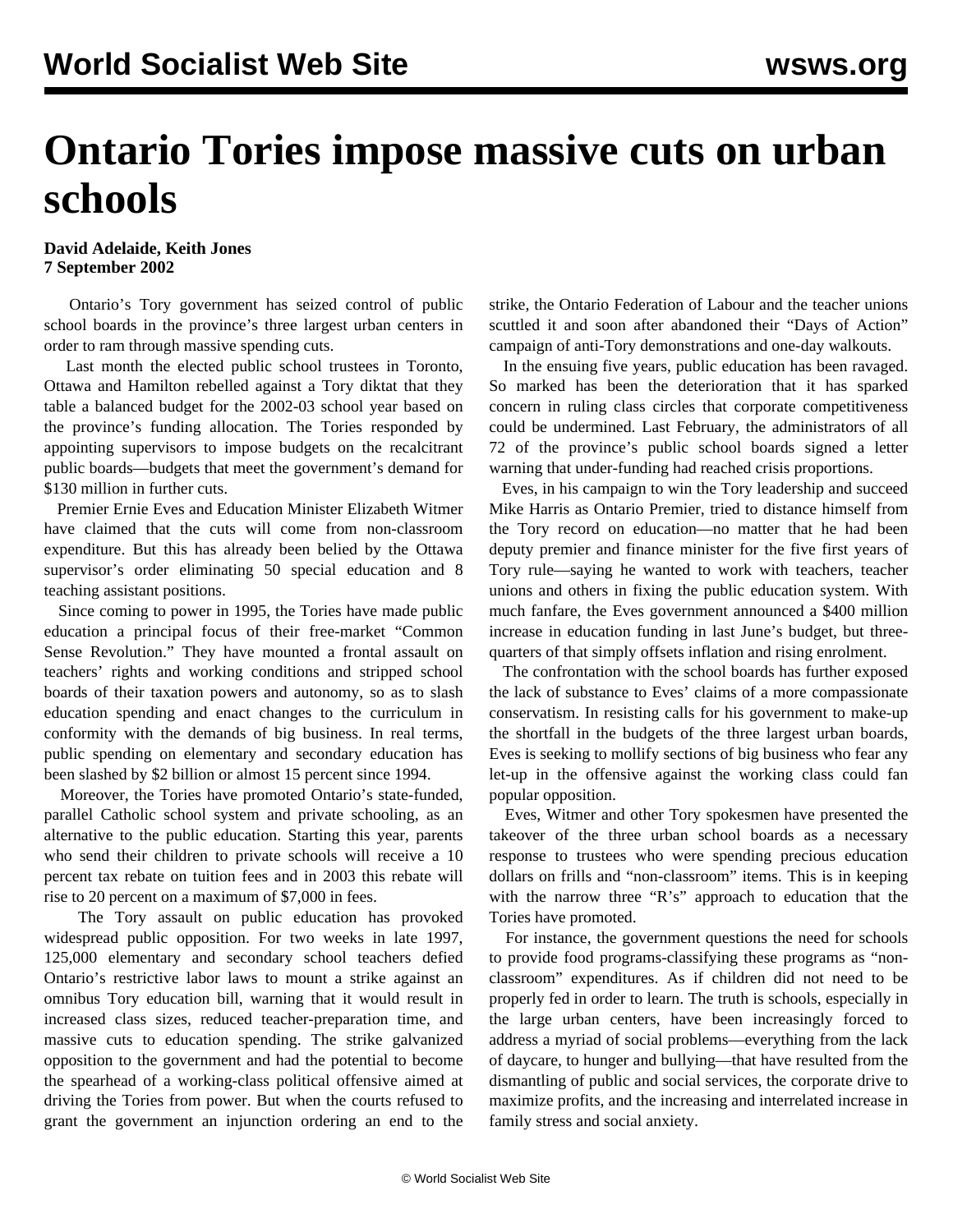# Ontario Tories impose massive cuts on urban schools

**David Adelaide, Keith Jones**
**7 September 2002**

Ontario's Tory government has seized control of public school boards in the province's three largest urban centers in order to ram through massive spending cuts.

Last month the elected public school trustees in Toronto, Ottawa and Hamilton rebelled against a Tory diktat that they table a balanced budget for the 2002-03 school year based on the province's funding allocation. The Tories responded by appointing supervisors to impose budgets on the recalcitrant public boards—budgets that meet the government's demand for $130 million in further cuts.

Premier Ernie Eves and Education Minister Elizabeth Witmer have claimed that the cuts will come from non-classroom expenditure. But this has already been belied by the Ottawa supervisor's order eliminating 50 special education and 8 teaching assistant positions.

Since coming to power in 1995, the Tories have made public education a principal focus of their free-market "Common Sense Revolution." They have mounted a frontal assault on teachers' rights and working conditions and stripped school boards of their taxation powers and autonomy, so as to slash education spending and enact changes to the curriculum in conformity with the demands of big business. In real terms, public spending on elementary and secondary education has been slashed by $2 billion or almost 15 percent since 1994.

Moreover, the Tories have promoted Ontario's state-funded, parallel Catholic school system and private schooling, as an alternative to the public education. Starting this year, parents who send their children to private schools will receive a 10 percent tax rebate on tuition fees and in 2003 this rebate will rise to 20 percent on a maximum of $7,000 in fees.

The Tory assault on public education has provoked widespread public opposition. For two weeks in late 1997, 125,000 elementary and secondary school teachers defied Ontario's restrictive labor laws to mount a strike against an omnibus Tory education bill, warning that it would result in increased class sizes, reduced teacher-preparation time, and massive cuts to education spending. The strike galvanized opposition to the government and had the potential to become the spearhead of a working-class political offensive aimed at driving the Tories from power. But when the courts refused to grant the government an injunction ordering an end to the strike, the Ontario Federation of Labour and the teacher unions scuttled it and soon after abandoned their "Days of Action" campaign of anti-Tory demonstrations and one-day walkouts.

In the ensuing five years, public education has been ravaged. So marked has been the deterioration that it has sparked concern in ruling class circles that corporate competitiveness could be undermined. Last February, the administrators of all 72 of the province's public school boards signed a letter warning that under-funding had reached crisis proportions.

Eves, in his campaign to win the Tory leadership and succeed Mike Harris as Ontario Premier, tried to distance himself from the Tory record on education—no matter that he had been deputy premier and finance minister for the five first years of Tory rule—saying he wanted to work with teachers, teacher unions and others in fixing the public education system. With much fanfare, the Eves government announced a $400 million increase in education funding in last June's budget, but three-quarters of that simply offsets inflation and rising enrolment.

The confrontation with the school boards has further exposed the lack of substance to Eves' claims of a more compassionate conservatism. In resisting calls for his government to make-up the shortfall in the budgets of the three largest urban boards, Eves is seeking to mollify sections of big business who fear any let-up in the offensive against the working class could fan popular opposition.

Eves, Witmer and other Tory spokesmen have presented the takeover of the three urban school boards as a necessary response to trustees who were spending precious education dollars on frills and "non-classroom" items. This is in keeping with the narrow three "R's" approach to education that the Tories have promoted.

For instance, the government questions the need for schools to provide food programs-classifying these programs as "non-classroom" expenditures. As if children did not need to be properly fed in order to learn. The truth is schools, especially in the large urban centers, have been increasingly forced to address a myriad of social problems—everything from the lack of daycare, to hunger and bullying—that have resulted from the dismantling of public and social services, the corporate drive to maximize profits, and the increasing and interrelated increase in family stress and social anxiety.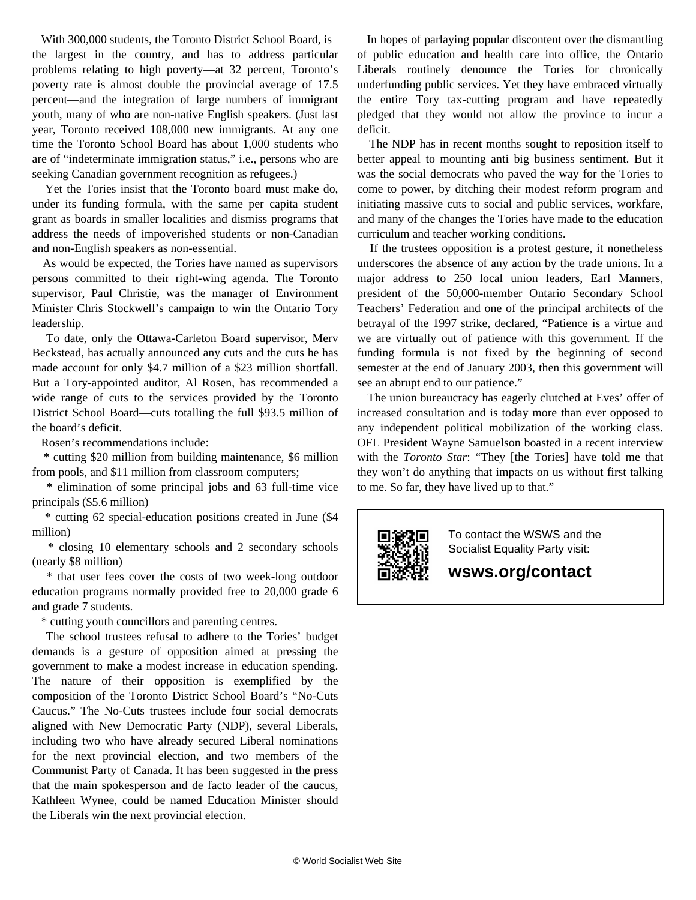With 300,000 students, the Toronto District School Board, is the largest in the country, and has to address particular problems relating to high poverty—at 32 percent, Toronto's poverty rate is almost double the provincial average of 17.5 percent—and the integration of large numbers of immigrant youth, many of who are non-native English speakers. (Just last year, Toronto received 108,000 new immigrants. At any one time the Toronto School Board has about 1,000 students who are of "indeterminate immigration status," i.e., persons who are seeking Canadian government recognition as refugees.)

Yet the Tories insist that the Toronto board must make do, under its funding formula, with the same per capita student grant as boards in smaller localities and dismiss programs that address the needs of impoverished students or non-Canadian and non-English speakers as non-essential.

As would be expected, the Tories have named as supervisors persons committed to their right-wing agenda. The Toronto supervisor, Paul Christie, was the manager of Environment Minister Chris Stockwell's campaign to win the Ontario Tory leadership.

To date, only the Ottawa-Carleton Board supervisor, Merv Beckstead, has actually announced any cuts and the cuts he has made account for only $4.7 million of a $23 million shortfall. But a Tory-appointed auditor, Al Rosen, has recommended a wide range of cuts to the services provided by the Toronto District School Board—cuts totalling the full $93.5 million of the board's deficit.

Rosen's recommendations include:

* cutting $20 million from building maintenance, $6 million from pools, and $11 million from classroom computers;

* elimination of some principal jobs and 63 full-time vice principals ($5.6 million)

* cutting 62 special-education positions created in June ($4 million)

* closing 10 elementary schools and 2 secondary schools (nearly $8 million)

* that user fees cover the costs of two week-long outdoor education programs normally provided free to 20,000 grade 6 and grade 7 students.

* cutting youth councillors and parenting centres.

The school trustees refusal to adhere to the Tories' budget demands is a gesture of opposition aimed at pressing the government to make a modest increase in education spending. The nature of their opposition is exemplified by the composition of the Toronto District School Board's "No-Cuts Caucus." The No-Cuts trustees include four social democrats aligned with New Democratic Party (NDP), several Liberals, including two who have already secured Liberal nominations for the next provincial election, and two members of the Communist Party of Canada. It has been suggested in the press that the main spokesperson and de facto leader of the caucus, Kathleen Wynee, could be named Education Minister should the Liberals win the next provincial election.

In hopes of parlaying popular discontent over the dismantling of public education and health care into office, the Ontario Liberals routinely denounce the Tories for chronically underfunding public services. Yet they have embraced virtually the entire Tory tax-cutting program and have repeatedly pledged that they would not allow the province to incur a deficit.

The NDP has in recent months sought to reposition itself to better appeal to mounting anti big business sentiment. But it was the social democrats who paved the way for the Tories to come to power, by ditching their modest reform program and initiating massive cuts to social and public services, workfare, and many of the changes the Tories have made to the education curriculum and teacher working conditions.

If the trustees opposition is a protest gesture, it nonetheless underscores the absence of any action by the trade unions. In a major address to 250 local union leaders, Earl Manners, president of the 50,000-member Ontario Secondary School Teachers' Federation and one of the principal architects of the betrayal of the 1997 strike, declared, "Patience is a virtue and we are virtually out of patience with this government. If the funding formula is not fixed by the beginning of second semester at the end of January 2003, then this government will see an abrupt end to our patience."

The union bureaucracy has eagerly clutched at Eves' offer of increased consultation and is today more than ever opposed to any independent political mobilization of the working class. OFL President Wayne Samuelson boasted in a recent interview with the *Toronto Star*: "They [the Tories] have told me that they won't do anything that impacts on us without first talking to me. So far, they have lived up to that."

To contact the WSWS and the Socialist Equality Party visit:

**wsws.org/contact**